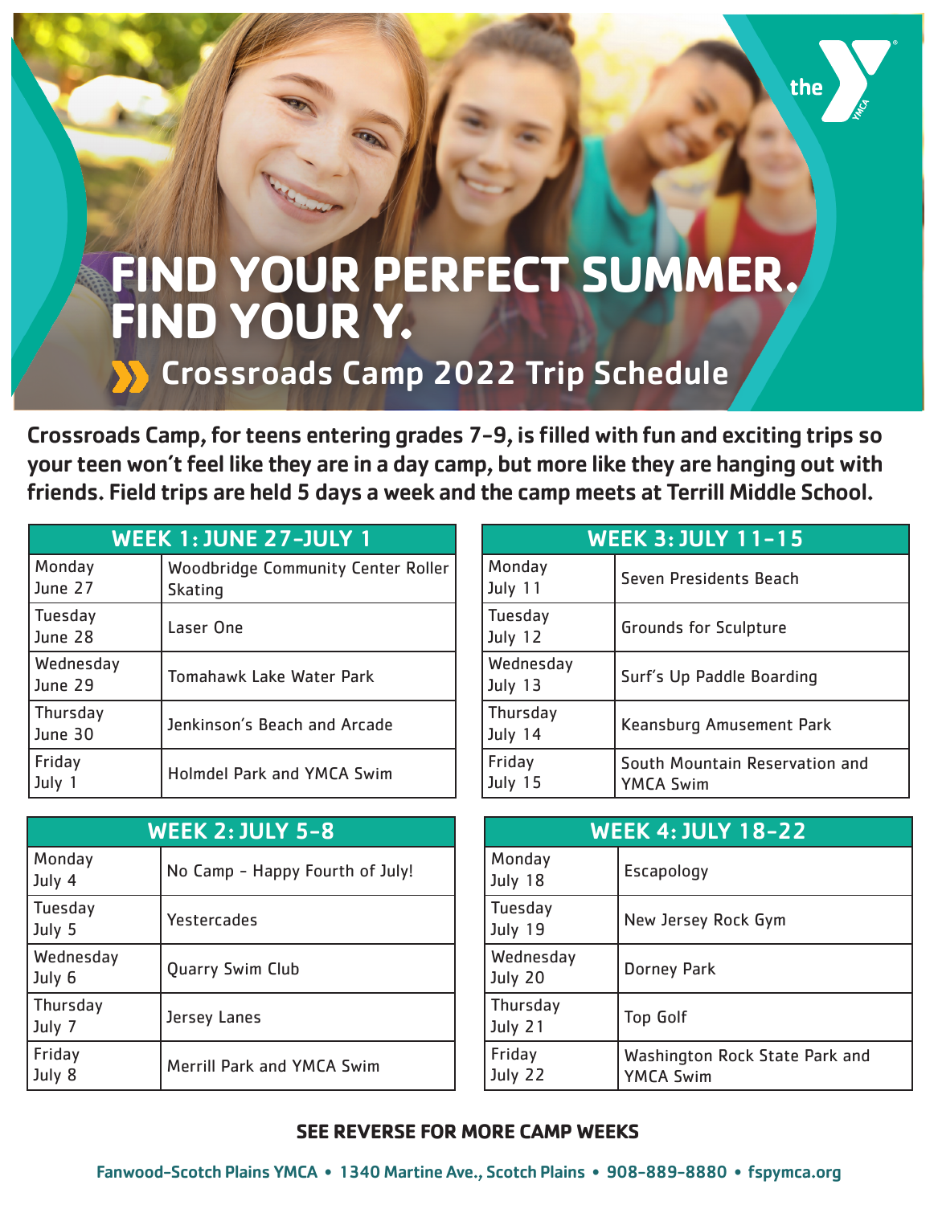# FIND YOUR PERFECT SUMMER. FIND YOUR Y.

## Crossroads Camp 2022 Trip Schedule

**Crossroads Camp, for teens entering grades 7-9, is filled with fun and exciting trips so your teen won't feel like they are in a day camp, but more like they are hanging out with friends. Field trips are held 5 days a week and the camp meets at Terrill Middle School.**

| WEEK 1: JUNE 27-JULY 1 | |
|---|---|
| Monday June 27 | Woodbridge Community Center Roller Skating |
| Tuesday June 28 | Laser One |
| Wednesday June 29 | Tomahawk Lake Water Park |
| Thursday June 30 | Jenkinson's Beach and Arcade |
| Friday July 1 | Holmdel Park and YMCA Swim |

| WEEK 2: JULY 5-8 | |
|---|---|
| Monday July 4 | No Camp - Happy Fourth of July! |
| Tuesday July 5 | Yestercades |
| Wednesday July 6 | Quarry Swim Club |
| Thursday July 7 | Jersey Lanes |
| Friday July 8 | Merrill Park and YMCA Swim |

| WEEK 3: JULY 11-15 | |
|---|---|
| Monday July 11 | Seven Presidents Beach |
| Tuesday July 12 | Grounds for Sculpture |
| Wednesday July 13 | Surf's Up Paddle Boarding |
| Thursday July 14 | Keansburg Amusement Park |
| Friday July 15 | South Mountain Reservation and YMCA Swim |

| WEEK 4: JULY 18-22 | |
|---|---|
| Monday July 18 | Escapology |
| Tuesday July 19 | New Jersey Rock Gym |
| Wednesday July 20 | Dorney Park |
| Thursday July 21 | Top Golf |
| Friday July 22 | Washington Rock State Park and YMCA Swim |

**SEE REVERSE FOR MORE CAMP WEEKS**

Fanwood-Scotch Plains YMCA • 1340 Martine Ave., Scotch Plains • 908-889-8880 • fspymca.org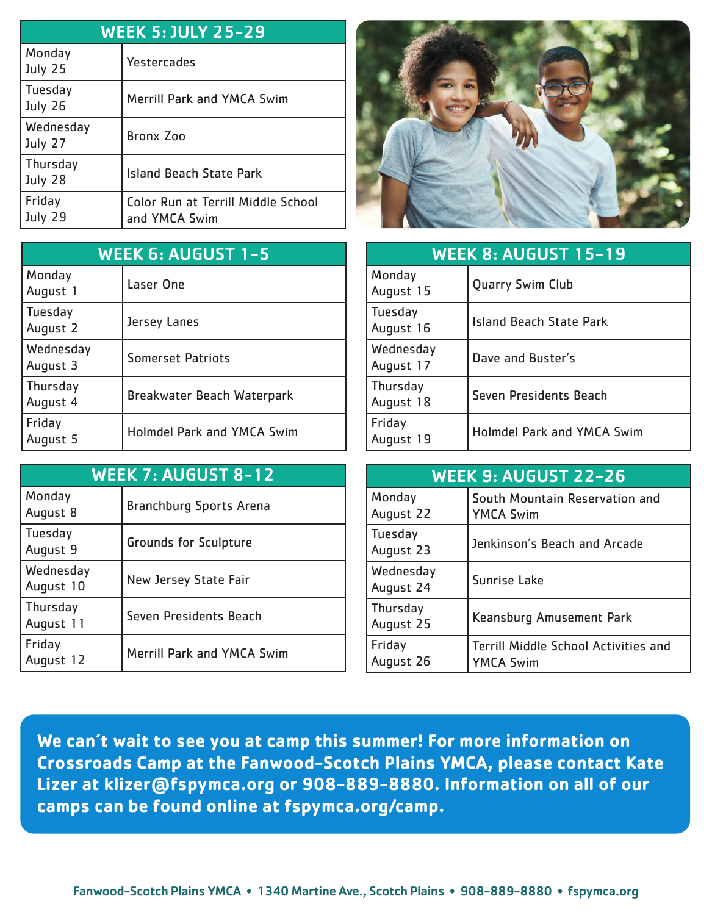| WEEK 5: JULY 25-29 | |
|---|---|
| Monday July 25 | Yestercades |
| Tuesday July 26 | Merrill Park and YMCA Swim |
| Wednesday July 27 | Bronx Zoo |
| Thursday July 28 | Island Beach State Park |
| Friday July 29 | Color Run at Terrill Middle School and YMCA Swim |

| WEEK 6: AUGUST 1-5 | |
|---|---|
| Monday August 1 | Laser One |
| Tuesday August 2 | Jersey Lanes |
| Wednesday August 3 | Somerset Patriots |
| Thursday August 4 | Breakwater Beach Waterpark |
| Friday August 5 | Holmdel Park and YMCA Swim |

| WEEK 7: AUGUST 8-12 | |
|---|---|
| Monday August 8 | Branchburg Sports Arena |
| Tuesday August 9 | Grounds for Sculpture |
| Wednesday August 10 | New Jersey State Fair |
| Thursday August 11 | Seven Presidents Beach |
| Friday August 12 | Merrill Park and YMCA Swim |

| WEEK 8: AUGUST 15-19 | |
|---|---|
| Monday August 15 | Quarry Swim Club |
| Tuesday August 16 | Island Beach State Park |
| Wednesday August 17 | Dave and Buster's |
| Thursday August 18 | Seven Presidents Beach |
| Friday August 19 | Holmdel Park and YMCA Swim |

| WEEK 9: AUGUST 22-26 | |
|---|---|
| Monday August 22 | South Mountain Reservation and YMCA Swim |
| Tuesday August 23 | Jenkinson's Beach and Arcade |
| Wednesday August 24 | Sunrise Lake |
| Thursday August 25 | Keansburg Amusement Park |
| Friday August 26 | Terrill Middle School Activities and YMCA Swim |

**We can't wait to see you at camp this summer! For more information on Crossroads Camp at the Fanwood-Scotch Plains YMCA, please contact Kate Lizer at klizer@fspymca.org or 908-889-8880. Information on all of our camps can be found online at fspymca.org/camp.**

Fanwood-Scotch Plains YMCA • 1340 Martine Ave., Scotch Plains • 908-889-8880 • fspymca.org